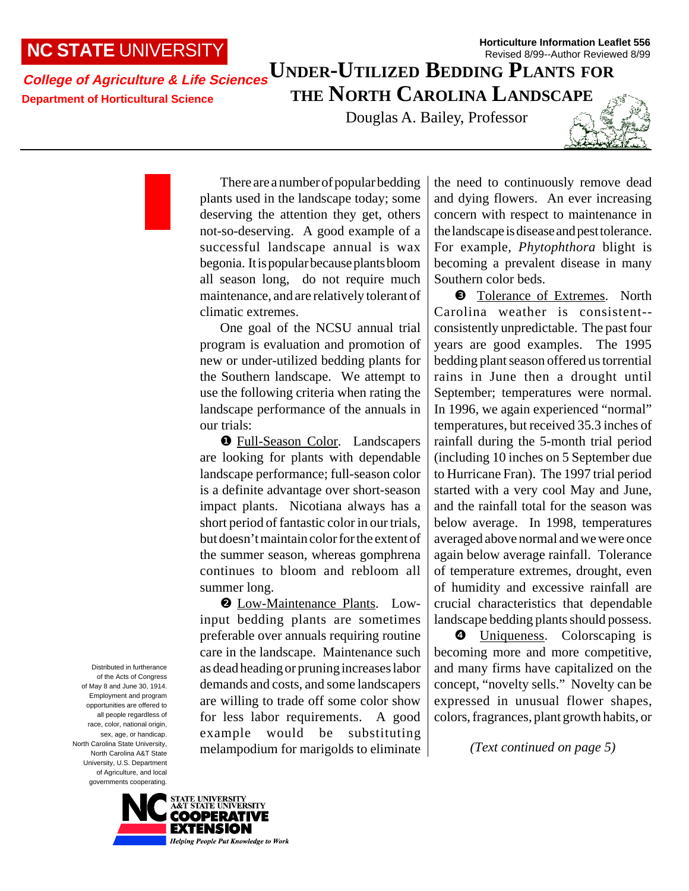NC STATE UNIVERSITY

**College of Agriculture & Life Sciences**

**Department of Horticultural Science**

**Horticulture Information Leaflet 556**
Revised 8/99--Author Reviewed 8/99

# Under-Utilized Bedding Plants for the North Carolina Landscape

Douglas A. Bailey, Professor

There are a number of popular bedding plants used in the landscape today; some deserving the attention they get, others not-so-deserving. A good example of a successful landscape annual is wax begonia. It is popular because plants bloom all season long, do not require much maintenance, and are relatively tolerant of climatic extremes.

One goal of the NCSU annual trial program is evaluation and promotion of new or under-utilized bedding plants for the Southern landscape. We attempt to use the following criteria when rating the landscape performance of the annuals in our trials:

❶ Full-Season Color. Landscapers are looking for plants with dependable landscape performance; full-season color is a definite advantage over short-season impact plants. Nicotiana always has a short period of fantastic color in our trials, but doesn't maintain color for the extent of the summer season, whereas gomphrena continues to bloom and rebloom all summer long.

❷ Low-Maintenance Plants. Low-input bedding plants are sometimes preferable over annuals requiring routine care in the landscape. Maintenance such as dead heading or pruning increases labor demands and costs, and some landscapers are willing to trade off some color show for less labor requirements. A good example would be substituting melampodium for marigolds to eliminate the need to continuously remove dead and dying flowers. An ever increasing concern with respect to maintenance in the landscape is disease and pest tolerance. For example, *Phytophthora* blight is becoming a prevalent disease in many Southern color beds.

❸ Tolerance of Extremes. North Carolina weather is consistent--consistently unpredictable. The past four years are good examples. The 1995 bedding plant season offered us torrential rains in June then a drought until September; temperatures were normal. In 1996, we again experienced "normal" temperatures, but received 35.3 inches of rainfall during the 5-month trial period (including 10 inches on 5 September due to Hurricane Fran). The 1997 trial period started with a very cool May and June, and the rainfall total for the season was below average. In 1998, temperatures averaged above normal and we were once again below average rainfall. Tolerance of temperature extremes, drought, even of humidity and excessive rainfall are crucial characteristics that dependable landscape bedding plants should possess.

❹ Uniqueness. Colorscaping is becoming more and more competitive, and many firms have capitalized on the concept, "novelty sells." Novelty can be expressed in unusual flower shapes, colors, fragrances, plant growth habits, or

*(Text continued on page 5)*

Distributed in furtherance of the Acts of Congress of May 8 and June 30, 1914. Employment and program opportunities are offered to all people regardless of race, color, national origin, sex, age, or handicap. North Carolina State University, North Carolina A&T State University, U.S. Department of Agriculture, and local governments cooperating.

NC State University / A&T State University Cooperative Extension — Helping People Put Knowledge to Work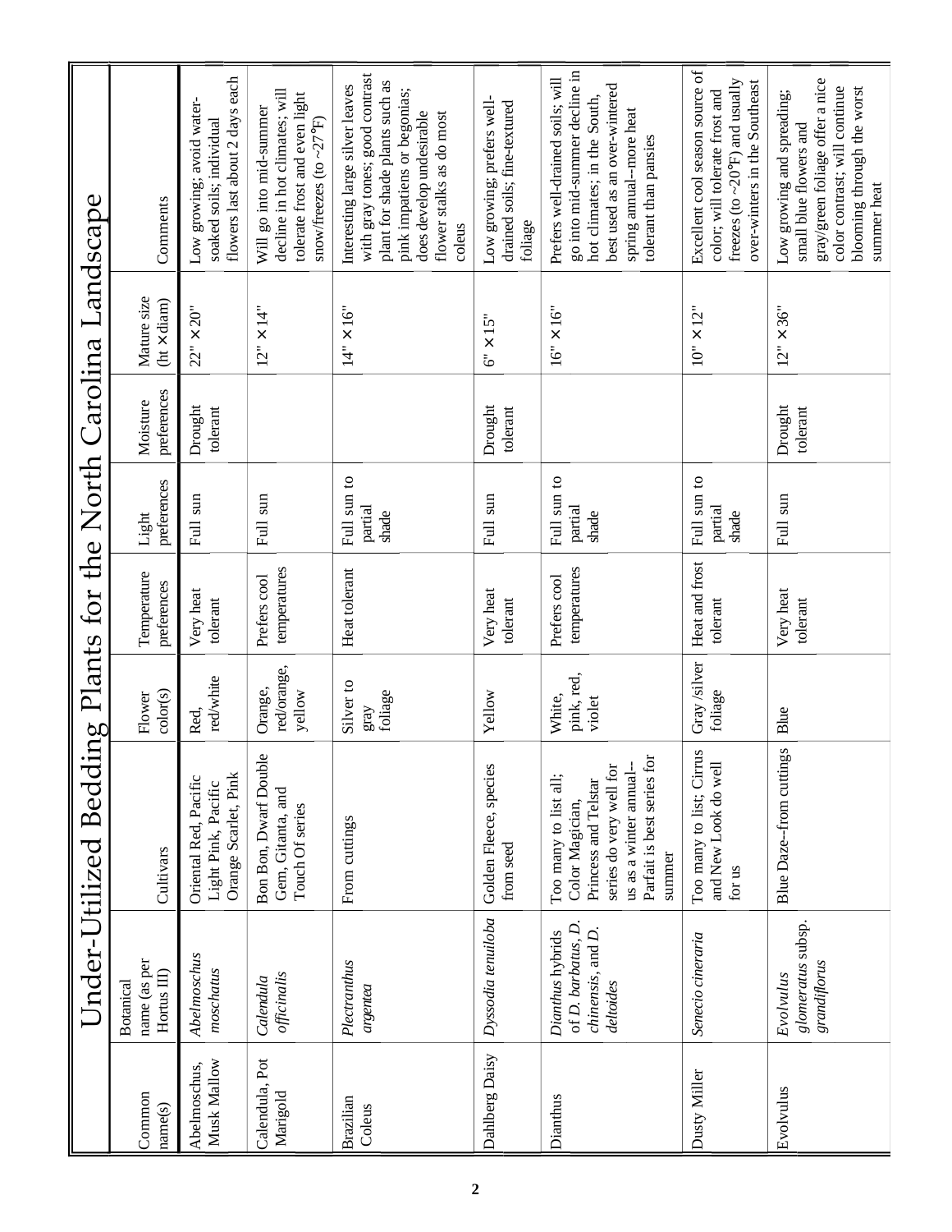# Under-Utilized Bedding Plants for the North Carolina Landscape

| Common name(s) | Botanical name (as per Hortus III) | Cultivars | Flower color(s) | Temperature preferences | Light preferences | Moisture preferences | Mature size (ht × diam) | Comments |
|---|---|---|---|---|---|---|---|---|
| Abelmoschus, Musk Mallow | *Abelmoschus moschatus* | Oriental Red, Pacific Light Pink, Pacific Orange Scarlet, Pink | Red, red/white | Very heat tolerant | Full sun | Drought tolerant | 22" × 20" | Low growing; avoid water-soaked soils; individual flowers last about 2 days each |
| Calendula, Pot Marigold | *Calendula officinalis* | Bon Bon, Dwarf Double Gem, Gitanta, and Touch Of series | Orange, red/orange, yellow | Prefers cool temperatures | Full sun | | 12" × 14" | Will go into mid-summer decline in hot climates; will tolerate frost and even light snow/freezes (to ~27°F) |
| Brazilian Coleus | *Plectranthus argentea* | From cuttings | Silver to gray foliage | Heat tolerant | Full sun to partial shade | | 14" × 16" | Interesting large silver leaves with gray tones; good contrast plant for shade plants such as pink impatiens or begonias; does develop undesirable flower stalks as do most coleus |
| Dahlberg Daisy | *Dyssodia tenuiloba* | Golden Fleece, species from seed | Yellow | Very heat tolerant | Full sun | Drought tolerant | 6" × 15" | Low growing; prefers well-drained soils; fine-textured foliage |
| Dianthus | *Dianthus* hybrids of *D. barbatus*, *D. chinensis*, and *D. deltoides* | Too many to list all; Color Magician, Princess and Telstar series do very well for us as a winter annual--Parfait is best series for summer | White, pink, red, violet | Prefers cool temperatures | Full sun to partial shade | | 16" × 16" | Prefers well-drained soils; will go into mid-summer decline in hot climates; in the South, best used as an over-wintered spring annual--more heat tolerant than pansies |
| Dusty Miller | *Senecio cineraria* | Too many to list; Cirrus and New Look do well for us | Gray/silver foliage | Heat and frost tolerant | Full sun to partial shade | | 10" × 12" | Excellent cool season source of color; will tolerate frost and freezes (to ~20°F) and usually over-winters in the Southeast |
| Evolvulus | *Evolvulus glomeratus* subsp. *grandiflorus* | Blue Daze--from cuttings | Blue | Very heat tolerant | Full sun | Drought tolerant | 12" × 36" | Low growing and spreading; small blue flowers and gray/green foliage offer a nice color contrast; will continue blooming through the worst summer heat |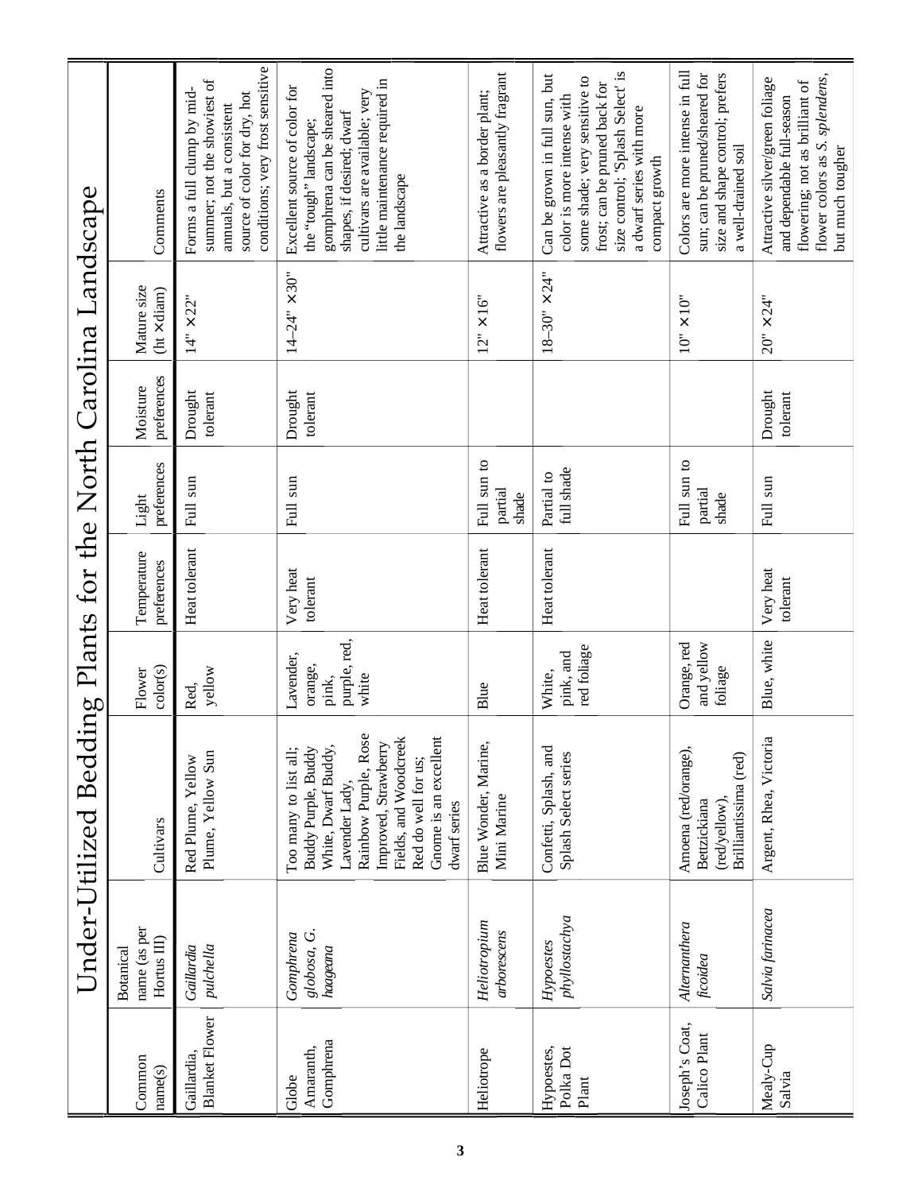# Under-Utilized Bedding Plants for the North Carolina Landscape

| Common name(s) | Botanical name (as per Hortus III) | Cultivars | Flower color(s) | Temperature preferences | Light preferences | Moisture preferences | Mature size (ht × diam) | Comments |
|---|---|---|---|---|---|---|---|---|
| Gaillardia, Blanket Flower | *Gaillardia pulchella* | Red Plume, Yellow Plume, Yellow Sun | Red, yellow | Heat tolerant | Full sun | Drought tolerant | 14" × 22" | Forms a full clump by mid-summer; not the showiest of annuals, but a consistent source of color for dry, hot conditions; very frost sensitive |
| Globe Amaranth, Gomphrena | *Gomphrena globosa, G. haageana* | Too many to list all; Buddy Purple, Buddy White, Dwarf Buddy, Lavender Lady, Rainbow Purple, Rose Improved, Strawberry Fields, and Woodcreek Red do well for us; Gnome is an excellent dwarf series | Lavender, orange, pink, purple, red, white | Very heat tolerant | Full sun | Drought tolerant | 14–24" × 30" | Excellent source of color for the "tough" landscape; gomphrena can be sheared into shapes, if desired; dwarf cultivars are available; very little maintenance required in the landscape |
| Heliotrope | *Heliotropium arborescens* | Blue Wonder, Marine, Mini Marine | Blue | Heat tolerant | Full sun to partial shade | | 12" × 16" | Attractive as a border plant; flowers are pleasantly fragrant |
| Hypoestes, Polka Dot Plant | *Hypoestes phyllostachya* | Confetti, Splash, and Splash Select series | White, pink, and red foliage | Heat tolerant | Partial to full shade | | 18–30" × 24" | Can be grown in full sun, but color is more intense with some shade; very sensitive to frost; can be pruned back for size control; 'Splash Select' is a dwarf series with more compact growth |
| Joseph's Coat, Calico Plant | *Alternanthera ficoidea* | Amoena (red/orange), Bettzickiana (red/yellow), Brilliantissima (red) | Orange, red and yellow foliage | | Full sun to partial shade | | 10" × 10" | Colors are more intense in full sun; can be pruned/sheared for size and shape control; prefers a well-drained soil |
| Mealy-Cup Salvia | *Salvia farinacea* | Argent, Rhea, Victoria | Blue, white | Very heat tolerant | Full sun | Drought tolerant | 20" × 24" | Attractive silver/green foliage and dependable full-season flowering; not as brilliant of flower colors as *S. splendens*, but much tougher |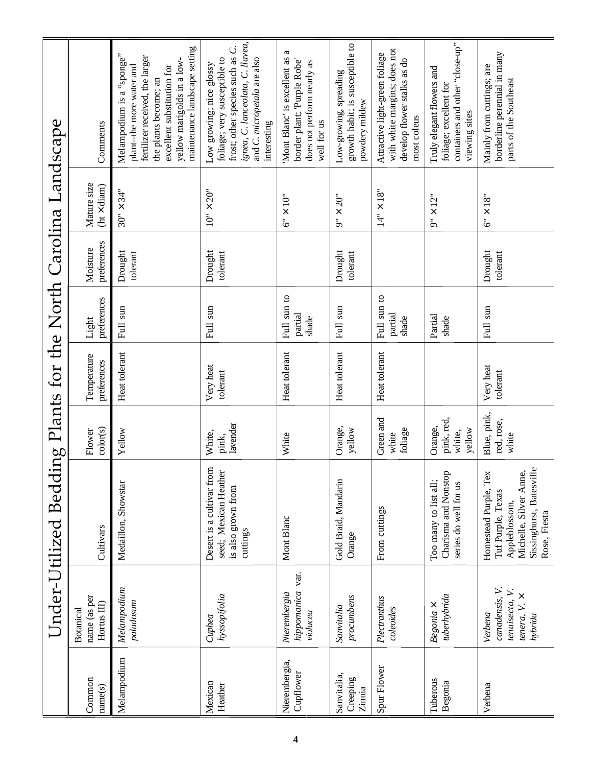# Under-Utilized Bedding Plants for the North Carolina Landscape

| Common name(s) | Botanical name (as per Hortus III) | Cultivars | Flower color(s) | Temperature preferences | Light preferences | Moisture preferences | Mature size (ht ×diam) | Comments |
|---|---|---|---|---|---|---|---|---|
| Melampodium | *Melampodium paludosum* | Medaillon, Showstar | Yellow | Heat tolerant | Full sun | Drought tolerant | 30" ×34" | Melampodium is a "sponge" plant--the more water and fertilizer received, the larger the plants become; an excellent substitution for yellow marigolds in a low-maintenance landscape setting |
| Mexican Heather | *Cuphea hyssopifolia* | Desert is a cultivar from seed; Mexican Heather is also grown from cuttings | White, pink, lavender | Very heat tolerant | Full sun | Drought tolerant | 10" ×20" | Low growing; nice glossy foliage; very susceptible to frost; other species such as *C. ignea*, *C. lanceolata*, *C. llavea*, and *C. micropetala* are also interesting |
| Nierembergia, Cupflower | *Nierembergia hippomanica* var. *violacea* | Mont Blanc | White | Heat tolerant | Full sun to partial shade | | 6" ×10" | 'Mont Blanc' is excellent as a border plant; 'Purple Robe' does not perform nearly as well for us |
| Sanvitalia, Creeping Zinnia | *Sanvitalia procumbens* | Gold Braid, Mandarin Orange | Orange, yellow | Heat tolerant | Full sun | Drought tolerant | 9" ×20" | Low-growing, spreading growth habit; is susceptible to powdery mildew |
| Spur Flower | *Plectranthus coleoides* | From cuttings | Green and white foliage | Heat tolerant | Full sun to partial shade | | 14" ×18" | Attractive light-green foliage with white margins; does not develop flower stalks as do most coleus |
| Tuberous Begonia | *Begonia* × *tuberhybrida* | Too many to list all; Charisma and Nonstop series do well for us | Orange, pink, red, white, yellow | | Partial shade | | 9" ×12" | Truly elegant flowers and foliage; excellent for containers and other "close-up" viewing sites |
| Verbena | *Verbena canadensis*, *V. tenuisecta*, *V. tenera*, *V.* × *hybrida* | Homestead Purple, Tex Tuf Purple, Texas Appleblossom, Michelle, Silver Anne, Sissinghurst, Batesville Rose, Fiesta | Blue, pink, red, rose, white | Very heat tolerant | Full sun | Drought tolerant | 6" ×18" | Mainly from cuttings; are borderline perennial in many parts of the Southeast |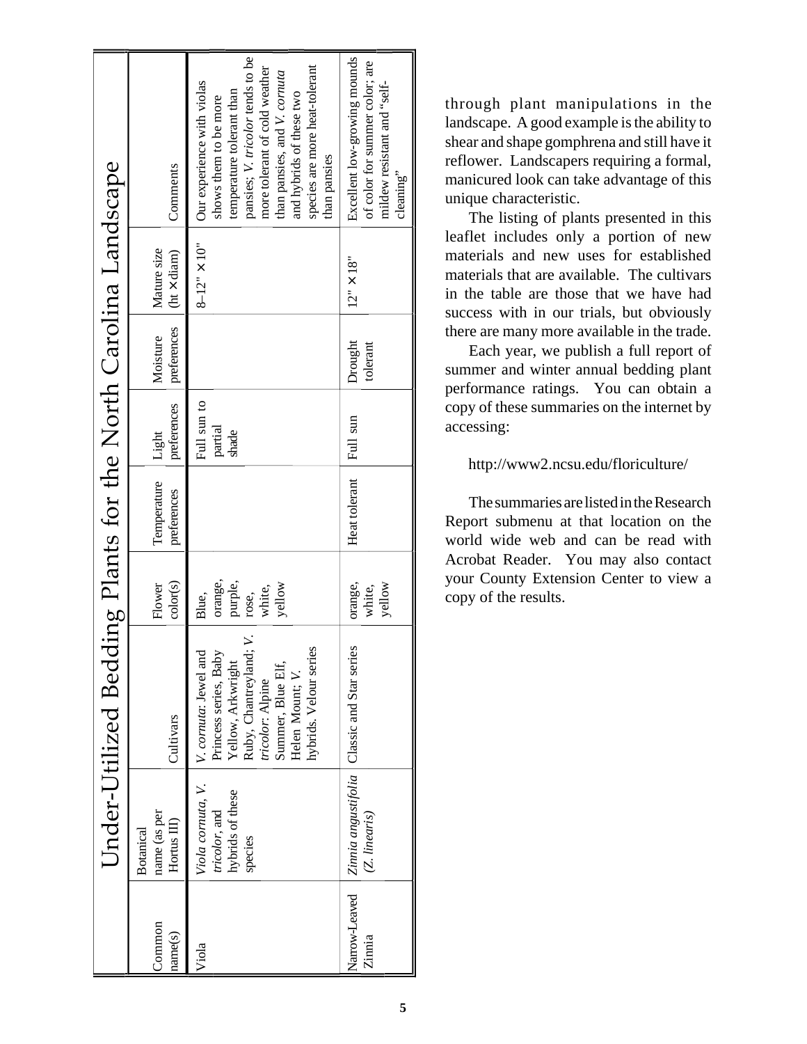## Under-Utilized Bedding Plants for the North Carolina Landscape

| Common name(s) | Botanical name (as per Hortus III) | Cultivars | Flower color(s) | Temperature preferences | Light preferences | Moisture preferences | Mature size (ht × diam) | Comments |
|---|---|---|---|---|---|---|---|---|
| Viola | *Viola cornuta*, *V. tricolor*, and hybrids of these species | *V. cornuta*: Jewel and Princess series, Baby Yellow, Arkwright Ruby, Chantreyland; *V. tricolor*: Alpine Summer, Blue Elf, Helen Mount; *V.* hybrids: Velour series | Blue, orange, purple, rose, white, yellow | | Full sun to partial shade | | 8–12" × 10" | Our experience with violas shows them to be more temperature tolerant than pansies; *V. tricolor* tends to be more tolerant of cold weather than pansies, and *V. cornuta* and hybrids of these two species are more heat-tolerant than pansies |
| Narrow-Leaved Zinnia | *Zinnia angustifolia* (*Z. linearis*) | Classic and Star series | orange, white, yellow | Heat tolerant | Full sun | Drought tolerant | 12" × 18" | Excellent low-growing mounds of color for summer color; are mildew resistant and "self-cleaning" |

through plant manipulations in the landscape. A good example is the ability to shear and shape gomphrena and still have it reflower. Landscapers requiring a formal, manicured look can take advantage of this unique characteristic.

The listing of plants presented in this leaflet includes only a portion of new materials and new uses for established materials that are available. The cultivars in the table are those that we have had success with in our trials, but obviously there are many more available in the trade.

Each year, we publish a full report of summer and winter annual bedding plant performance ratings. You can obtain a copy of these summaries on the internet by accessing:

http://www2.ncsu.edu/floriculture/

The summaries are listed in the Research Report submenu at that location on the world wide web and can be read with Acrobat Reader. You may also contact your County Extension Center to view a copy of the results.